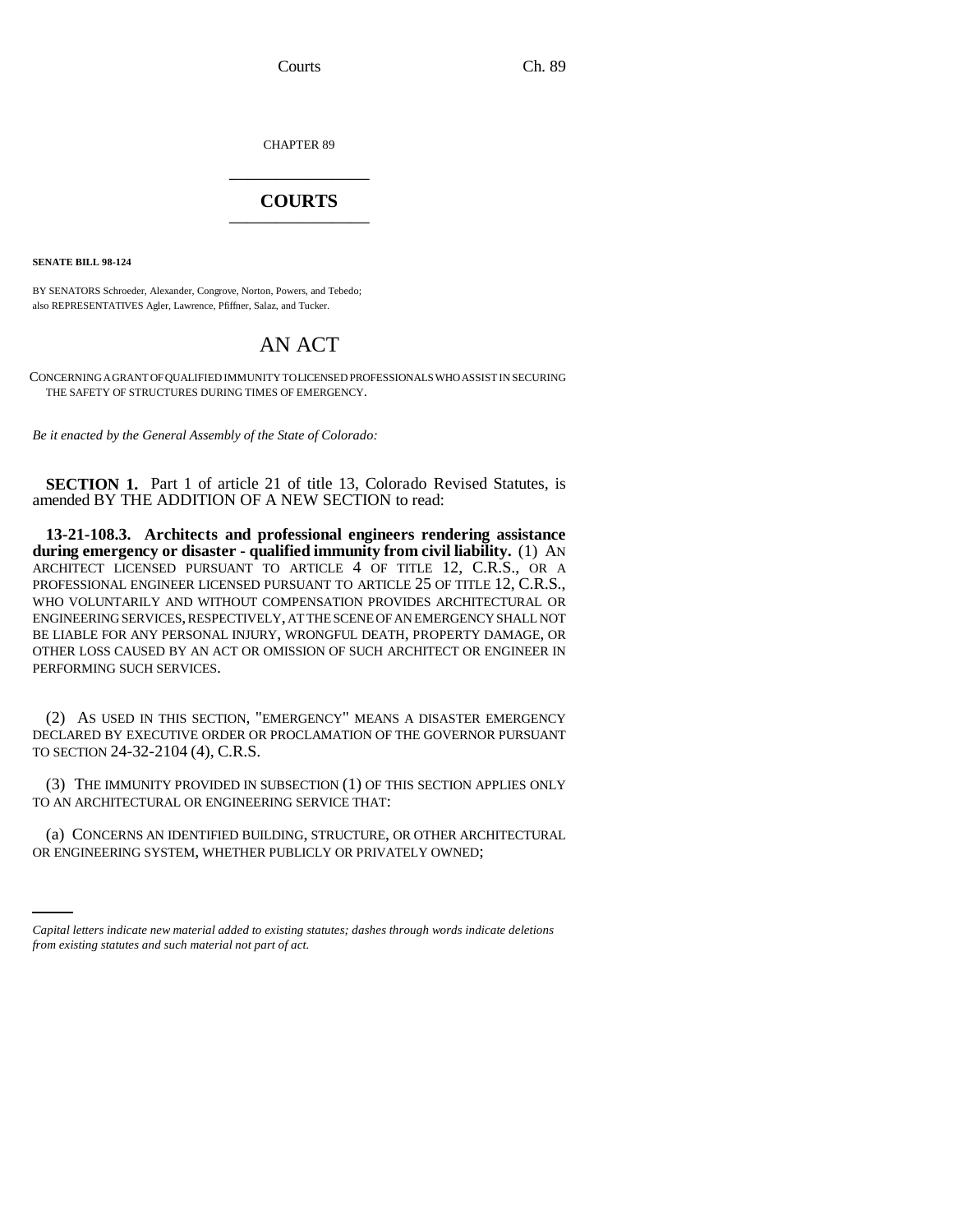CHAPTER 89

# COURTS

**SENATE BILL 98-124**

BY SENATORS Schroeder, Alexander, Congrove, Norton, Powers, and Tebedo;
also REPRESENTATIVES Agler, Lawrence, Pfiffner, Salaz, and Tucker.

# AN ACT

CONCERNING A GRANT OF QUALIFIED IMMUNITY TO LICENSED PROFESSIONALS WHO ASSIST IN SECURING THE SAFETY OF STRUCTURES DURING TIMES OF EMERGENCY.

*Be it enacted by the General Assembly of the State of Colorado:*

**SECTION 1.** Part 1 of article 21 of title 13, Colorado Revised Statutes, is amended BY THE ADDITION OF A NEW SECTION to read:

**13-21-108.3. Architects and professional engineers rendering assistance during emergency or disaster - qualified immunity from civil liability.** (1) AN ARCHITECT LICENSED PURSUANT TO ARTICLE 4 OF TITLE 12, C.R.S., OR A PROFESSIONAL ENGINEER LICENSED PURSUANT TO ARTICLE 25 OF TITLE 12, C.R.S., WHO VOLUNTARILY AND WITHOUT COMPENSATION PROVIDES ARCHITECTURAL OR ENGINEERING SERVICES, RESPECTIVELY, AT THE SCENE OF AN EMERGENCY SHALL NOT BE LIABLE FOR ANY PERSONAL INJURY, WRONGFUL DEATH, PROPERTY DAMAGE, OR OTHER LOSS CAUSED BY AN ACT OR OMISSION OF SUCH ARCHITECT OR ENGINEER IN PERFORMING SUCH SERVICES.

(2) AS USED IN THIS SECTION, "EMERGENCY" MEANS A DISASTER EMERGENCY DECLARED BY EXECUTIVE ORDER OR PROCLAMATION OF THE GOVERNOR PURSUANT TO SECTION 24-32-2104 (4), C.R.S.

(3) THE IMMUNITY PROVIDED IN SUBSECTION (1) OF THIS SECTION APPLIES ONLY TO AN ARCHITECTURAL OR ENGINEERING SERVICE THAT:

(a) CONCERNS AN IDENTIFIED BUILDING, STRUCTURE, OR OTHER ARCHITECTURAL OR ENGINEERING SYSTEM, WHETHER PUBLICLY OR PRIVATELY OWNED;

*Capital letters indicate new material added to existing statutes; dashes through words indicate deletions from existing statutes and such material not part of act.*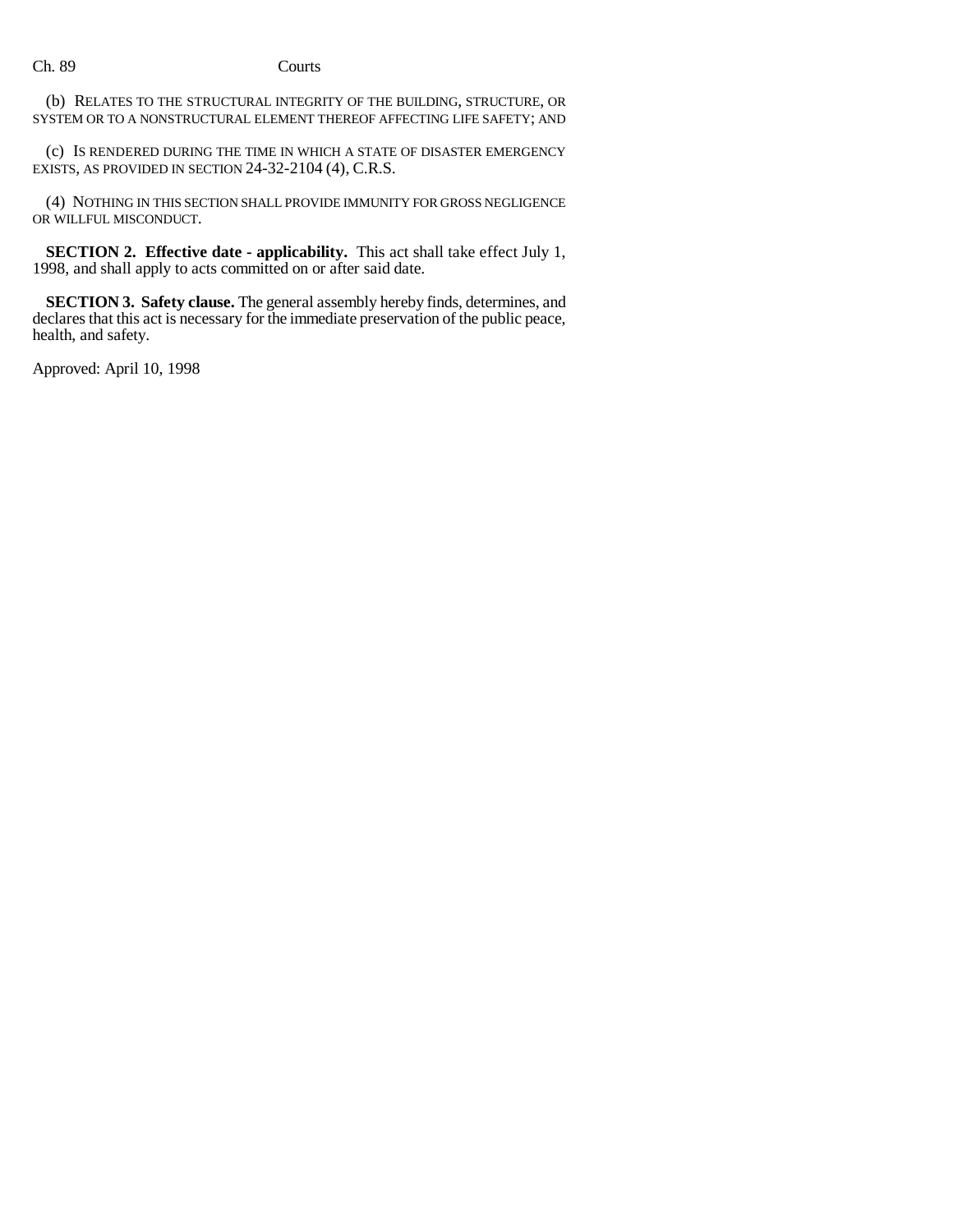(b) RELATES TO THE STRUCTURAL INTEGRITY OF THE BUILDING, STRUCTURE, OR SYSTEM OR TO A NONSTRUCTURAL ELEMENT THEREOF AFFECTING LIFE SAFETY; AND

(c) IS RENDERED DURING THE TIME IN WHICH A STATE OF DISASTER EMERGENCY EXISTS, AS PROVIDED IN SECTION 24-32-2104 (4), C.R.S.

(4) NOTHING IN THIS SECTION SHALL PROVIDE IMMUNITY FOR GROSS NEGLIGENCE OR WILLFUL MISCONDUCT.

**SECTION 2. Effective date - applicability.** This act shall take effect July 1, 1998, and shall apply to acts committed on or after said date.

**SECTION 3. Safety clause.** The general assembly hereby finds, determines, and declares that this act is necessary for the immediate preservation of the public peace, health, and safety.

Approved: April 10, 1998